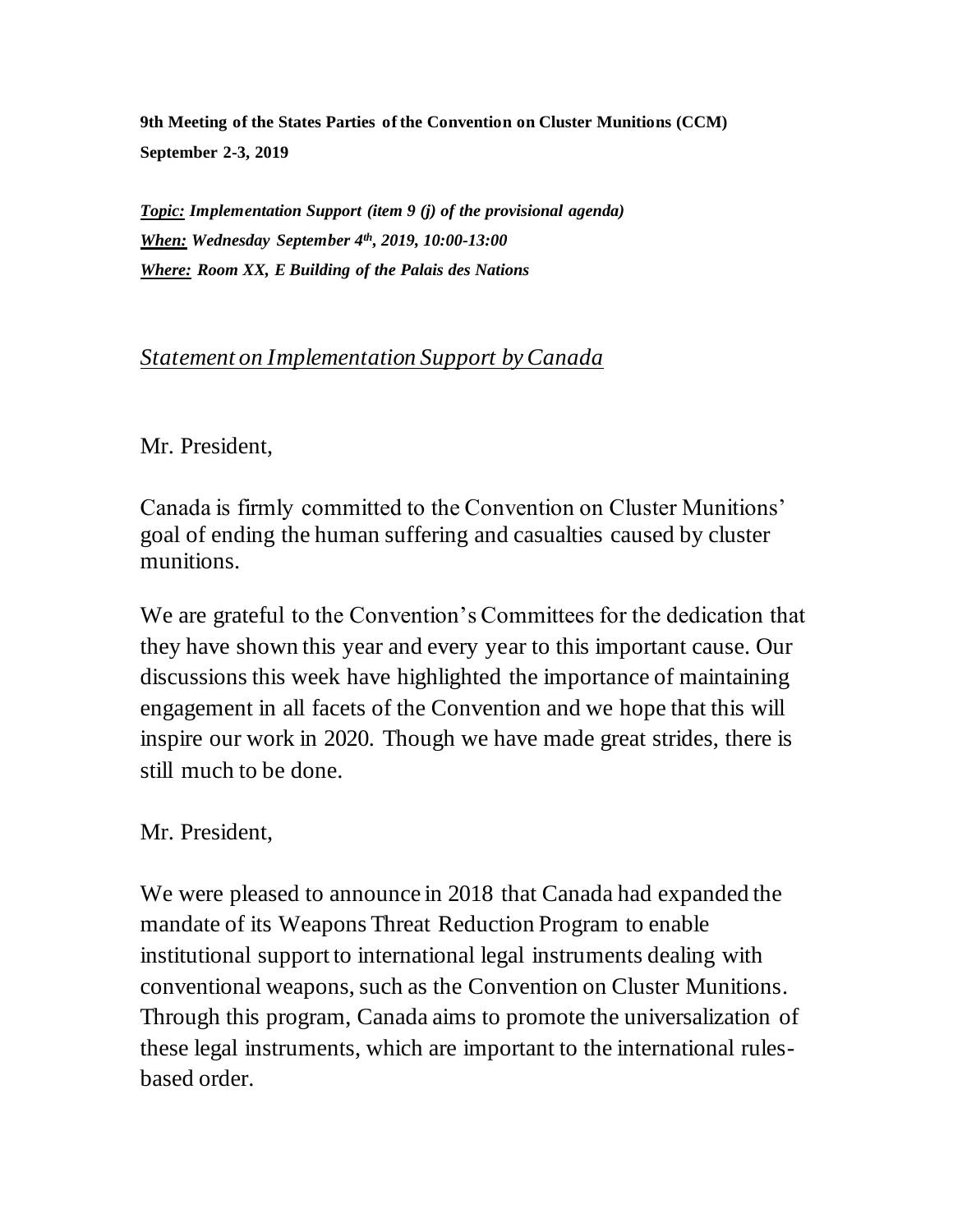**9th Meeting of the States Parties of the Convention on Cluster Munitions (CCM)**
**September 2-3, 2019**

***Topic:*** ***Implementation Support (item 9 (j) of the provisional agenda)***
***When:*** ***Wednesday September 4th, 2019, 10:00-13:00***
***Where:*** ***Room XX, E Building of the Palais des Nations***

*Statement on Implementation Support by Canada*

Mr. President,

Canada is firmly committed to the Convention on Cluster Munitions' goal of ending the human suffering and casualties caused by cluster munitions.

We are grateful to the Convention's Committees for the dedication that they have shown this year and every year to this important cause. Our discussions this week have highlighted the importance of maintaining engagement in all facets of the Convention and we hope that this will inspire our work in 2020. Though we have made great strides, there is still much to be done.

Mr. President,

We were pleased to announce in 2018 that Canada had expanded the mandate of its Weapons Threat Reduction Program to enable institutional support to international legal instruments dealing with conventional weapons, such as the Convention on Cluster Munitions. Through this program, Canada aims to promote the universalization of these legal instruments, which are important to the international rules-based order.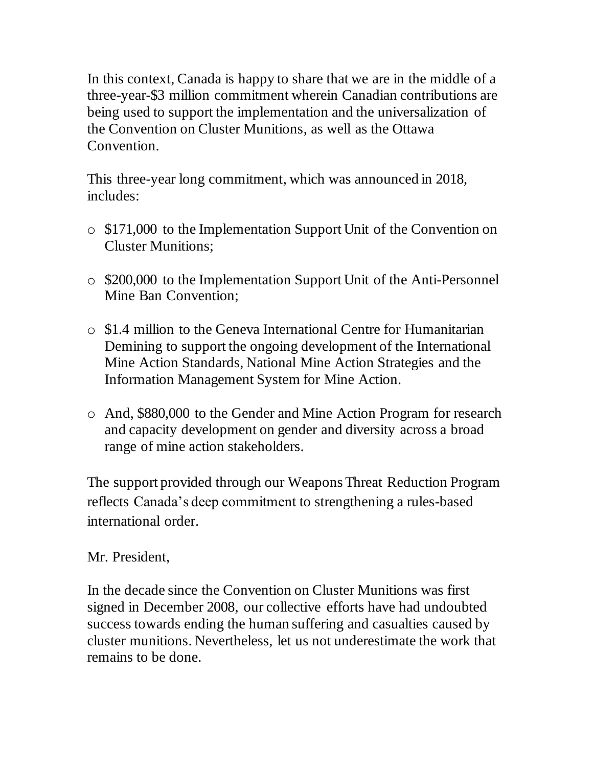In this context, Canada is happy to share that we are in the middle of a three-year-$3 million commitment wherein Canadian contributions are being used to support the implementation and the universalization of the Convention on Cluster Munitions, as well as the Ottawa Convention.

This three-year long commitment, which was announced in 2018, includes:

- $171,000 to the Implementation Support Unit of the Convention on Cluster Munitions;
- $200,000 to the Implementation Support Unit of the Anti-Personnel Mine Ban Convention;
- $1.4 million to the Geneva International Centre for Humanitarian Demining to support the ongoing development of the International Mine Action Standards, National Mine Action Strategies and the Information Management System for Mine Action.
- And, $880,000 to the Gender and Mine Action Program for research and capacity development on gender and diversity across a broad range of mine action stakeholders.

The support provided through our Weapons Threat Reduction Program reflects Canada's deep commitment to strengthening a rules-based international order.

Mr. President,

In the decade since the Convention on Cluster Munitions was first signed in December 2008, our collective efforts have had undoubted success towards ending the human suffering and casualties caused by cluster munitions. Nevertheless, let us not underestimate the work that remains to be done.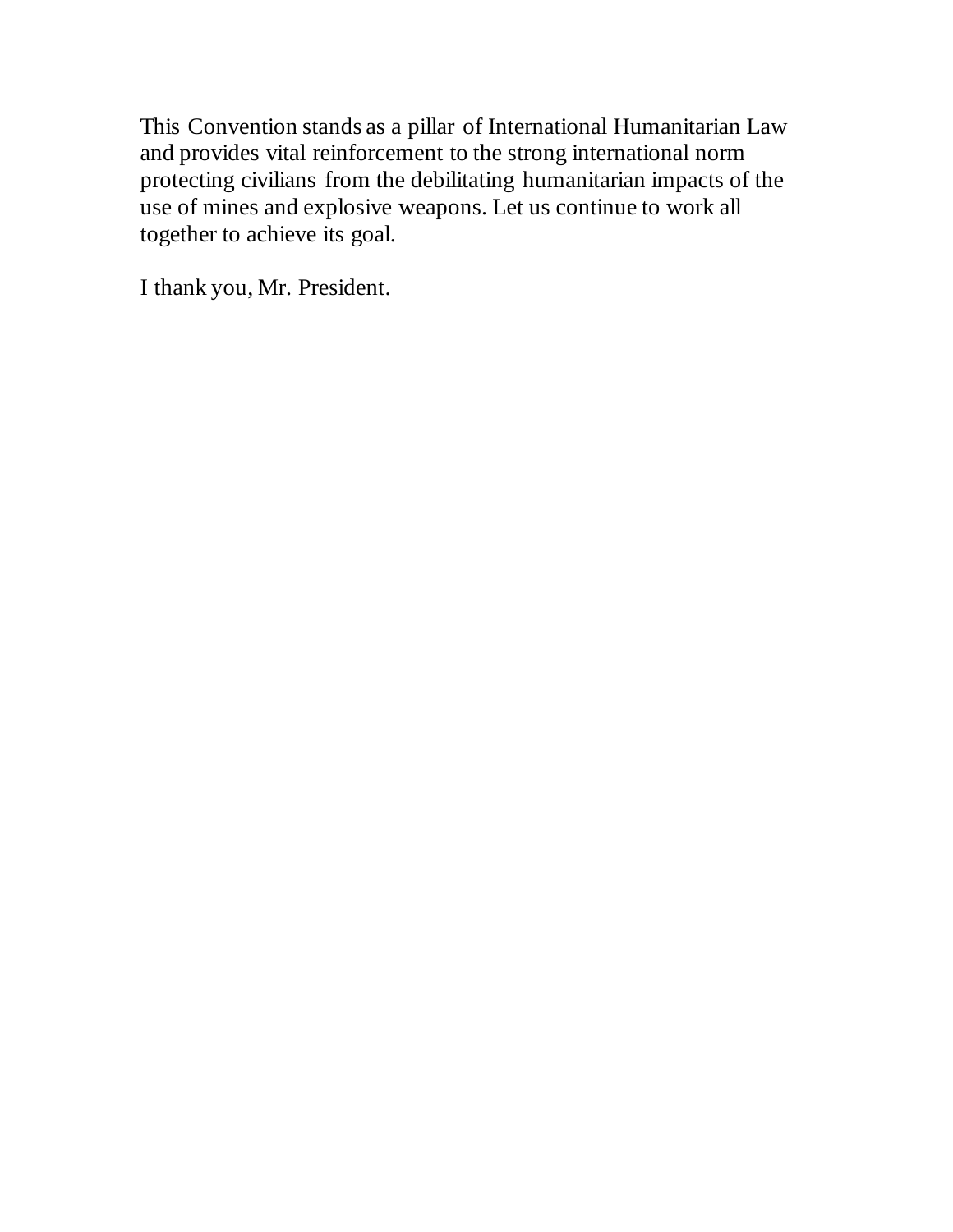This Convention stands as a pillar of International Humanitarian Law and provides vital reinforcement to the strong international norm protecting civilians from the debilitating humanitarian impacts of the use of mines and explosive weapons. Let us continue to work all together to achieve its goal.

I thank you, Mr. President.